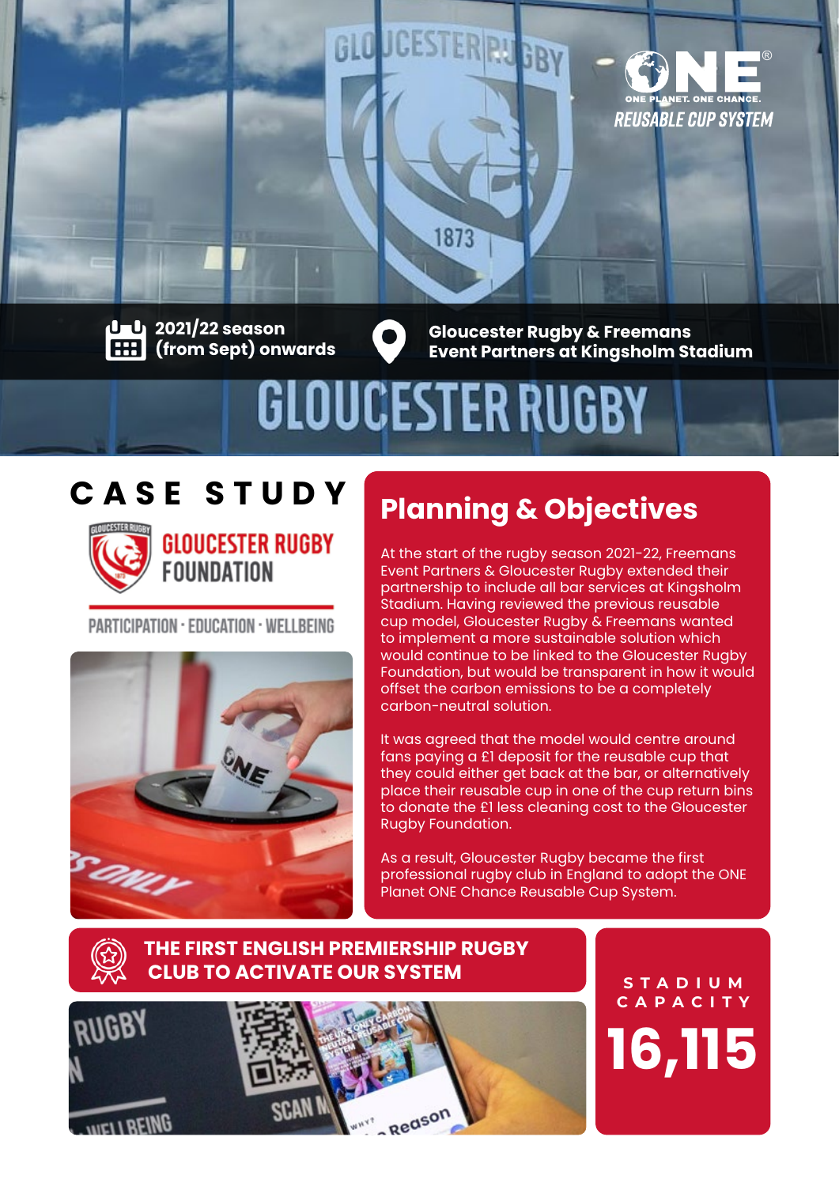ONE PLANET. ONE CHANCE.
REUSABLE CUP SYSTEM

2021/22 season (from Sept) onwards

Gloucester Rugby & Freemans Event Partners at Kingsholm Stadium

# GLOUCESTER RUGBY

## CASE STUDY

GLOUCESTER RUGBY FOUNDATION

PARTICIPATION · EDUCATION · WELLBEING

## Planning & Objectives

At the start of the rugby season 2021-22, Freemans Event Partners & Gloucester Rugby extended their partnership to include all bar services at Kingsholm Stadium. Having reviewed the previous reusable cup model, Gloucester Rugby & Freemans wanted to implement a more sustainable solution which would continue to be linked to the Gloucester Rugby Foundation, but would be transparent in how it would offset the carbon emissions to be a completely carbon-neutral solution.

It was agreed that the model would centre around fans paying a £1 deposit for the reusable cup that they could either get back at the bar, or alternatively place their reusable cup in one of the cup return bins to donate the £1 less cleaning cost to the Gloucester Rugby Foundation.

As a result, Gloucester Rugby became the first professional rugby club in England to adopt the ONE Planet ONE Chance Reusable Cup System.

**THE FIRST ENGLISH PREMIERSHIP RUGBY CLUB TO ACTIVATE OUR SYSTEM**

STADIUM CAPACITY

**16,115**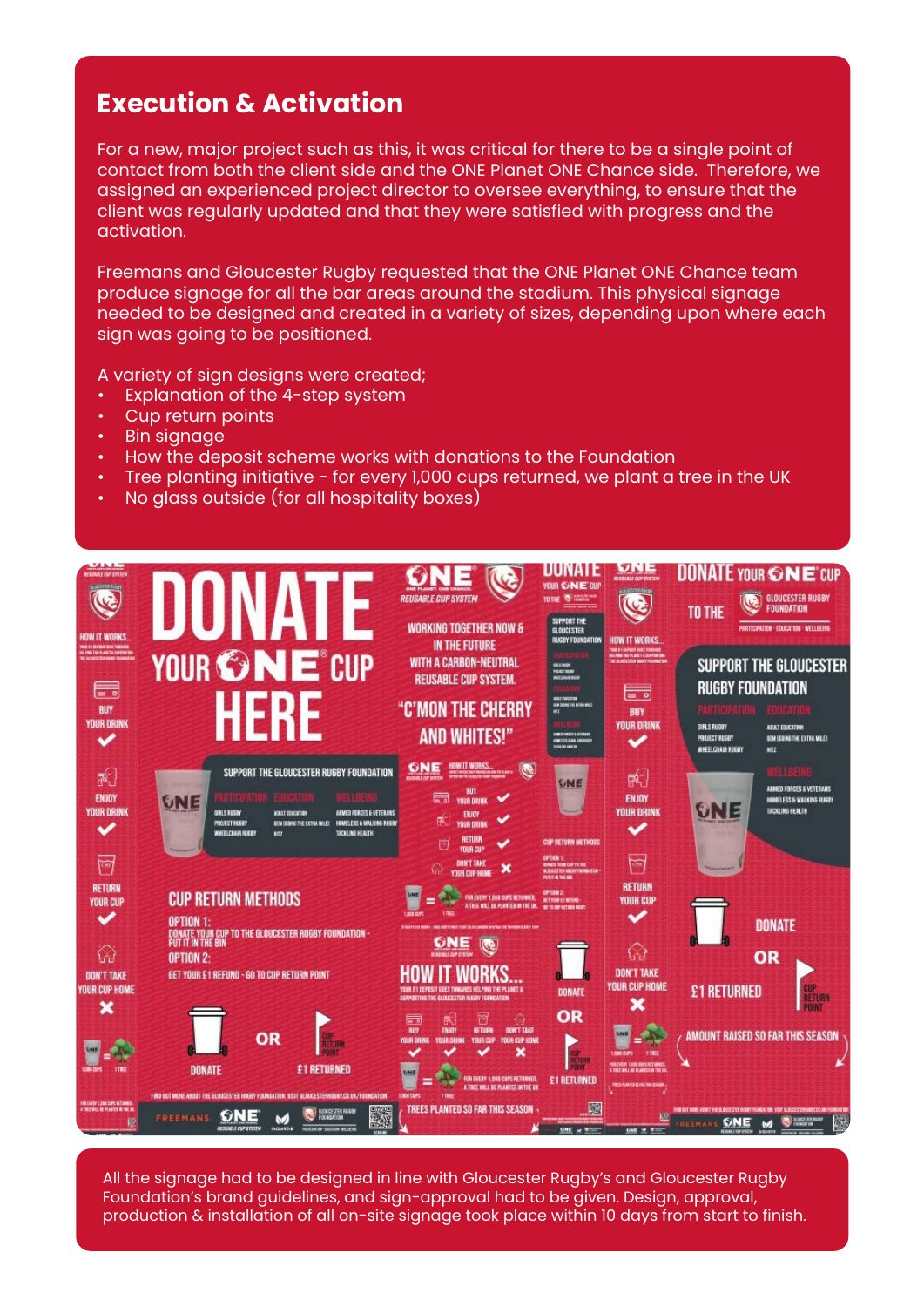## Execution & Activation

For a new, major project such as this, it was critical for there to be a single point of contact from both the client side and the ONE Planet ONE Chance side. Therefore, we assigned an experienced project director to oversee everything, to ensure that the client was regularly updated and that they were satisfied with progress and the activation.

Freemans and Gloucester Rugby requested that the ONE Planet ONE Chance team produce signage for all the bar areas around the stadium. This physical signage needed to be designed and created in a variety of sizes, depending upon where each sign was going to be positioned.

A variety of sign designs were created;

- Explanation of the 4-step system
- Cup return points
- Bin signage
- How the deposit scheme works with donations to the Foundation
- Tree planting initiative - for every 1,000 cups returned, we plant a tree in the UK
- No glass outside (for all hospitality boxes)

All the signage had to be designed in line with Gloucester Rugby's and Gloucester Rugby Foundation's brand guidelines, and sign-approval had to be given. Design, approval, production & installation of all on-site signage took place within 10 days from start to finish.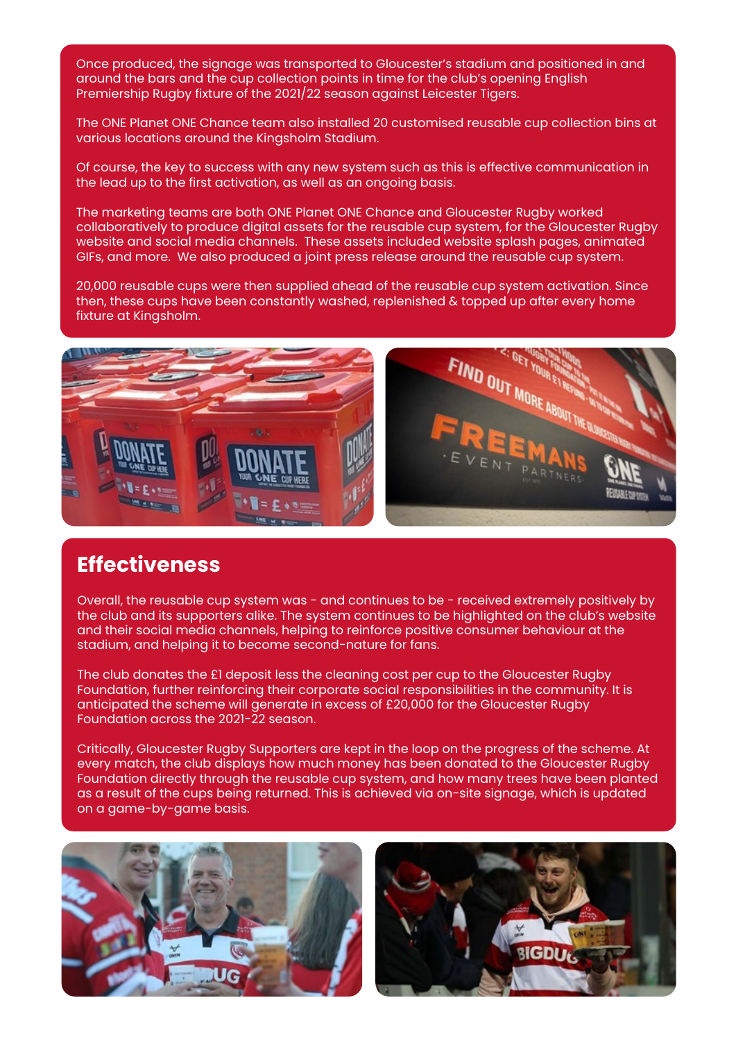Once produced, the signage was transported to Gloucester's stadium and positioned in and around the bars and the cup collection points in time for the club's opening English Premiership Rugby fixture of the 2021/22 season against Leicester Tigers.

The ONE Planet ONE Chance team also installed 20 customised reusable cup collection bins at various locations around the Kingsholm Stadium.

Of course, the key to success with any new system such as this is effective communication in the lead up to the first activation, as well as an ongoing basis.

The marketing teams are both ONE Planet ONE Chance and Gloucester Rugby worked collaboratively to produce digital assets for the reusable cup system, for the Gloucester Rugby website and social media channels. These assets included website splash pages, animated GIFs, and more. We also produced a joint press release around the reusable cup system.

20,000 reusable cups were then supplied ahead of the reusable cup system activation. Since then, these cups have been constantly washed, replenished & topped up after every home fixture at Kingsholm.

## Effectiveness

Overall, the reusable cup system was - and continues to be - received extremely positively by the club and its supporters alike. The system continues to be highlighted on the club's website and their social media channels, helping to reinforce positive consumer behaviour at the stadium, and helping it to become second-nature for fans.

The club donates the £1 deposit less the cleaning cost per cup to the Gloucester Rugby Foundation, further reinforcing their corporate social responsibilities in the community. It is anticipated the scheme will generate in excess of £20,000 for the Gloucester Rugby Foundation across the 2021-22 season.

Critically, Gloucester Rugby Supporters are kept in the loop on the progress of the scheme. At every match, the club displays how much money has been donated to the Gloucester Rugby Foundation directly through the reusable cup system, and how many trees have been planted as a result of the cups being returned. This is achieved via on-site signage, which is updated on a game-by-game basis.